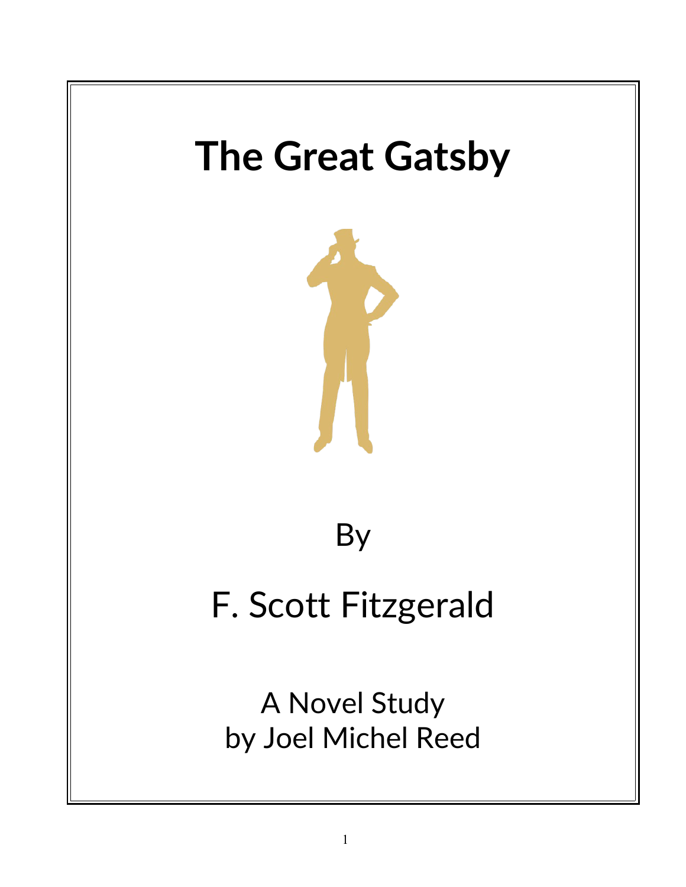# The Great Gatsby

By

F. Scott Fitzgerald

A Novel Study
by Joel Michel Reed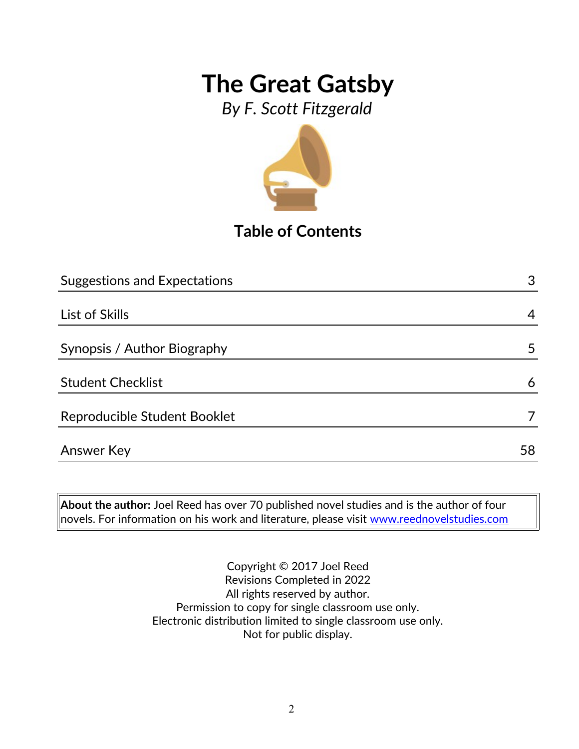# The Great Gatsby

*By F. Scott Fitzgerald*

## Table of Contents

| Section | Page |
|---|---|
| Suggestions and Expectations | 3 |
| List of Skills | 4 |
| Synopsis / Author Biography | 5 |
| Student Checklist | 6 |
| Reproducible Student Booklet | 7 |
| Answer Key | 58 |

**About the author:** Joel Reed has over 70 published novel studies and is the author of four novels. For information on his work and literature, please visit www.reednovelstudies.com

Copyright © 2017 Joel Reed
Revisions Completed in 2022
All rights reserved by author.
Permission to copy for single classroom use only.
Electronic distribution limited to single classroom use only.
Not for public display.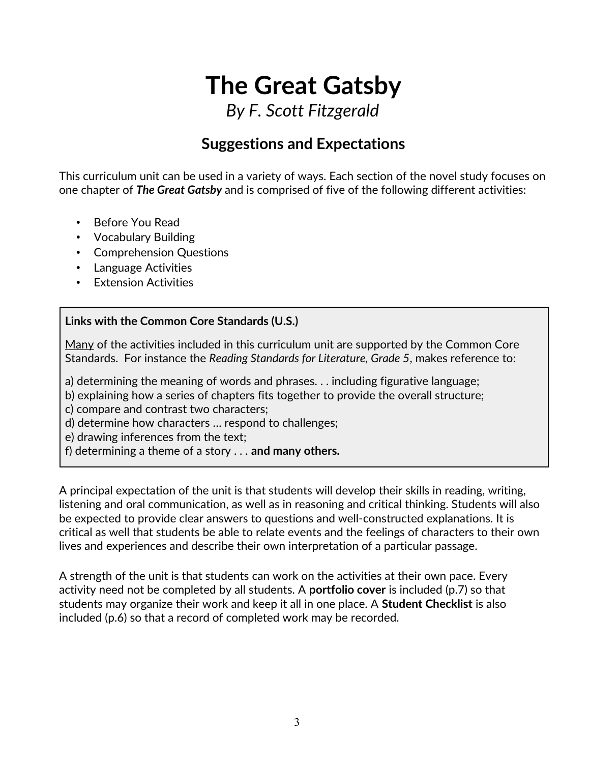# The Great Gatsby

*By F. Scott Fitzgerald*

## Suggestions and Expectations

This curriculum unit can be used in a variety of ways. Each section of the novel study focuses on one chapter of ***The Great Gatsby*** and is comprised of five of the following different activities:

- Before You Read
- Vocabulary Building
- Comprehension Questions
- Language Activities
- Extension Activities

**Links with the Common Core Standards (U.S.)**

Many of the activities included in this curriculum unit are supported by the Common Core Standards. For instance the *Reading Standards for Literature, Grade 5*, makes reference to:

a) determining the meaning of words and phrases. . . including figurative language;
b) explaining how a series of chapters fits together to provide the overall structure;
c) compare and contrast two characters;
d) determine how characters … respond to challenges;
e) drawing inferences from the text;
f) determining a theme of a story . . . **and many others.**

A principal expectation of the unit is that students will develop their skills in reading, writing, listening and oral communication, as well as in reasoning and critical thinking. Students will also be expected to provide clear answers to questions and well-constructed explanations. It is critical as well that students be able to relate events and the feelings of characters to their own lives and experiences and describe their own interpretation of a particular passage.

A strength of the unit is that students can work on the activities at their own pace. Every activity need not be completed by all students. A **portfolio cover** is included (p.7) so that students may organize their work and keep it all in one place. A **Student Checklist** is also included (p.6) so that a record of completed work may be recorded.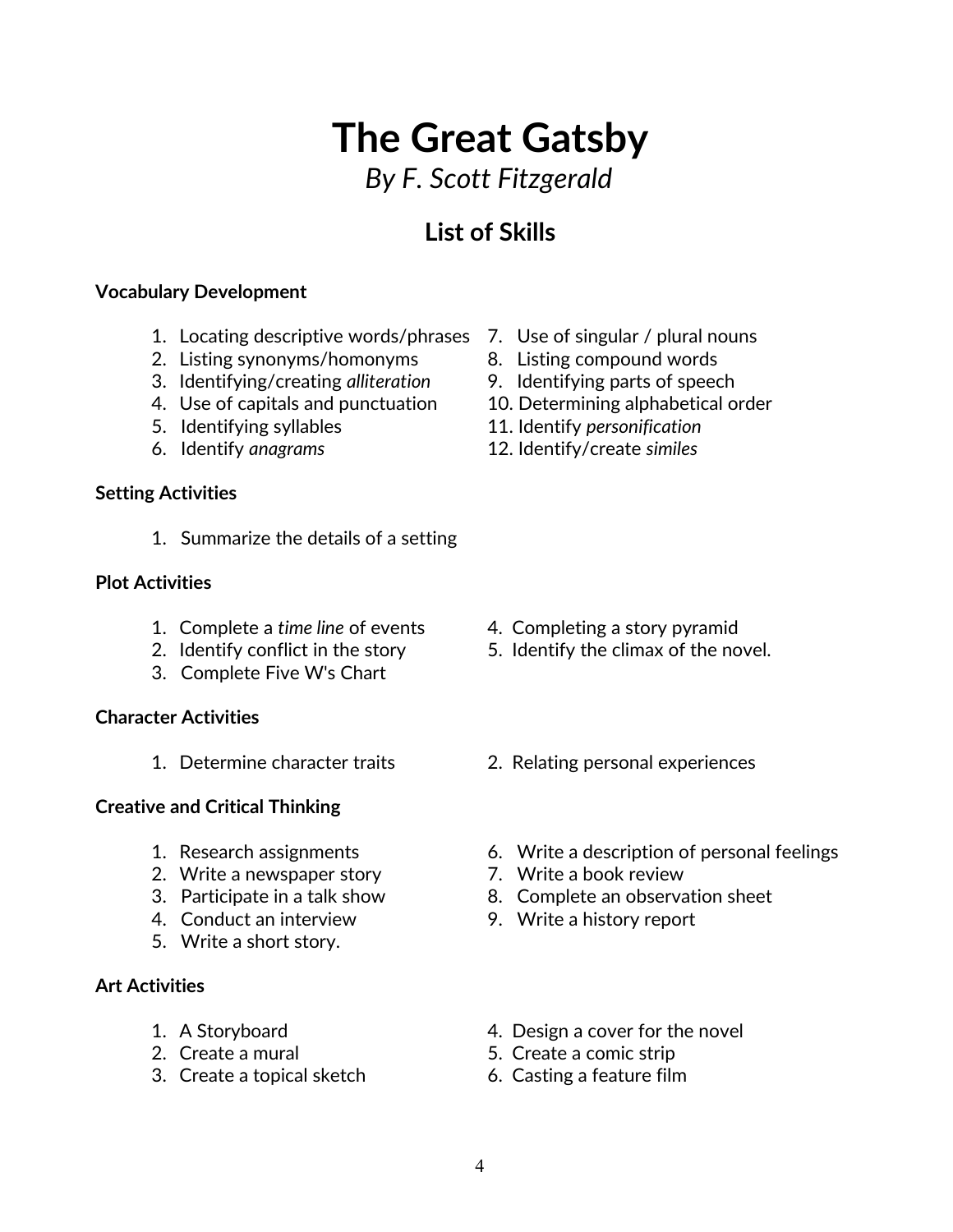# The Great Gatsby

*By F. Scott Fitzgerald*

## List of Skills

**Vocabulary Development**

1. Locating descriptive words/phrases
2. Listing synonyms/homonyms
3. Identifying/creating *alliteration*
4. Use of capitals and punctuation
5. Identifying syllables
6. Identify *anagrams*
7. Use of singular / plural nouns
8. Listing compound words
9. Identifying parts of speech
10. Determining alphabetical order
11. Identify *personification*
12. Identify/create *similes*

**Setting Activities**

1. Summarize the details of a setting

**Plot Activities**

1. Complete a *time line* of events
2. Identify conflict in the story
3. Complete Five W's Chart
4. Completing a story pyramid
5. Identify the climax of the novel.

**Character Activities**

1. Determine character traits
2. Relating personal experiences

**Creative and Critical Thinking**

1. Research assignments
2. Write a newspaper story
3. Participate in a talk show
4. Conduct an interview
5. Write a short story.
6. Write a description of personal feelings
7. Write a book review
8. Complete an observation sheet
9. Write a history report

**Art Activities**

1. A Storyboard
2. Create a mural
3. Create a topical sketch
4. Design a cover for the novel
5. Create a comic strip
6. Casting a feature film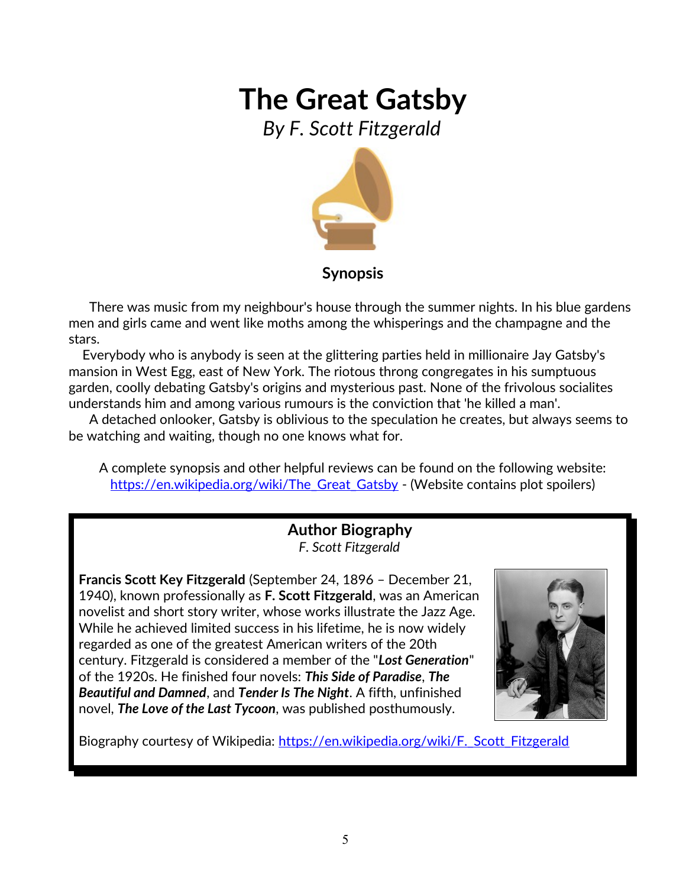# The Great Gatsby

*By F. Scott Fitzgerald*

### Synopsis

There was music from my neighbour's house through the summer nights. In his blue gardens men and girls came and went like moths among the whisperings and the champagne and the stars.

Everybody who is anybody is seen at the glittering parties held in millionaire Jay Gatsby's mansion in West Egg, east of New York. The riotous throng congregates in his sumptuous garden, coolly debating Gatsby's origins and mysterious past. None of the frivolous socialites understands him and among various rumours is the conviction that 'he killed a man'.

A detached onlooker, Gatsby is oblivious to the speculation he creates, but always seems to be watching and waiting, though no one knows what for.

A complete synopsis and other helpful reviews can be found on the following website: https://en.wikipedia.org/wiki/The_Great_Gatsby - (Website contains plot spoilers)

### Author Biography

*F. Scott Fitzgerald*

**Francis Scott Key Fitzgerald** (September 24, 1896 – December 21, 1940), known professionally as **F. Scott Fitzgerald**, was an American novelist and short story writer, whose works illustrate the Jazz Age. While he achieved limited success in his lifetime, he is now widely regarded as one of the greatest American writers of the 20th century. Fitzgerald is considered a member of the "***Lost Generation***" of the 1920s. He finished four novels: ***This Side of Paradise***, ***The Beautiful and Damned***, and ***Tender Is The Night***. A fifth, unfinished novel, ***The Love of the Last Tycoon***, was published posthumously.

Biography courtesy of Wikipedia: https://en.wikipedia.org/wiki/F._Scott_Fitzgerald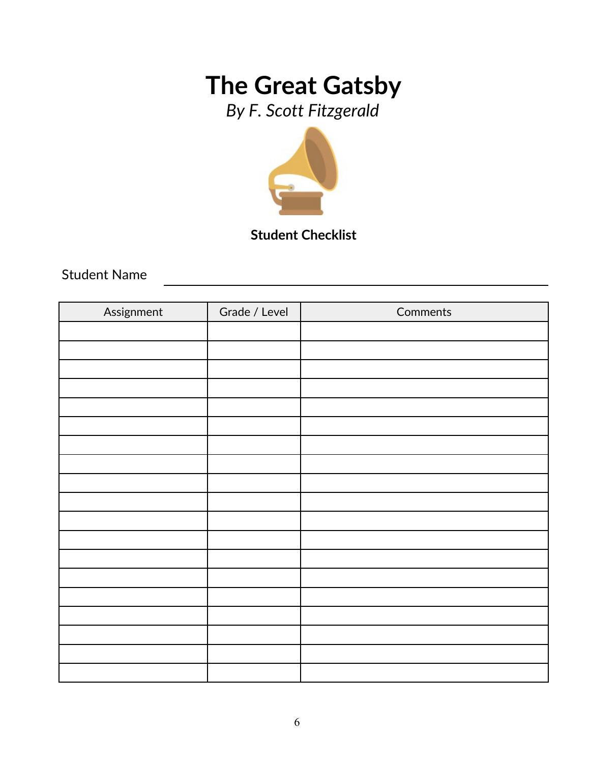# The Great Gatsby

*By F. Scott Fitzgerald*

**Student Checklist**

Student Name ______________________________

| Assignment | Grade / Level | Comments |
|---|---|---|
| | | |
| | | |
| | | |
| | | |
| | | |
| | | |
| | | |
| | | |
| | | |
| | | |
| | | |
| | | |
| | | |
| | | |
| | | |
| | | |
| | | |
| | | |
| | | |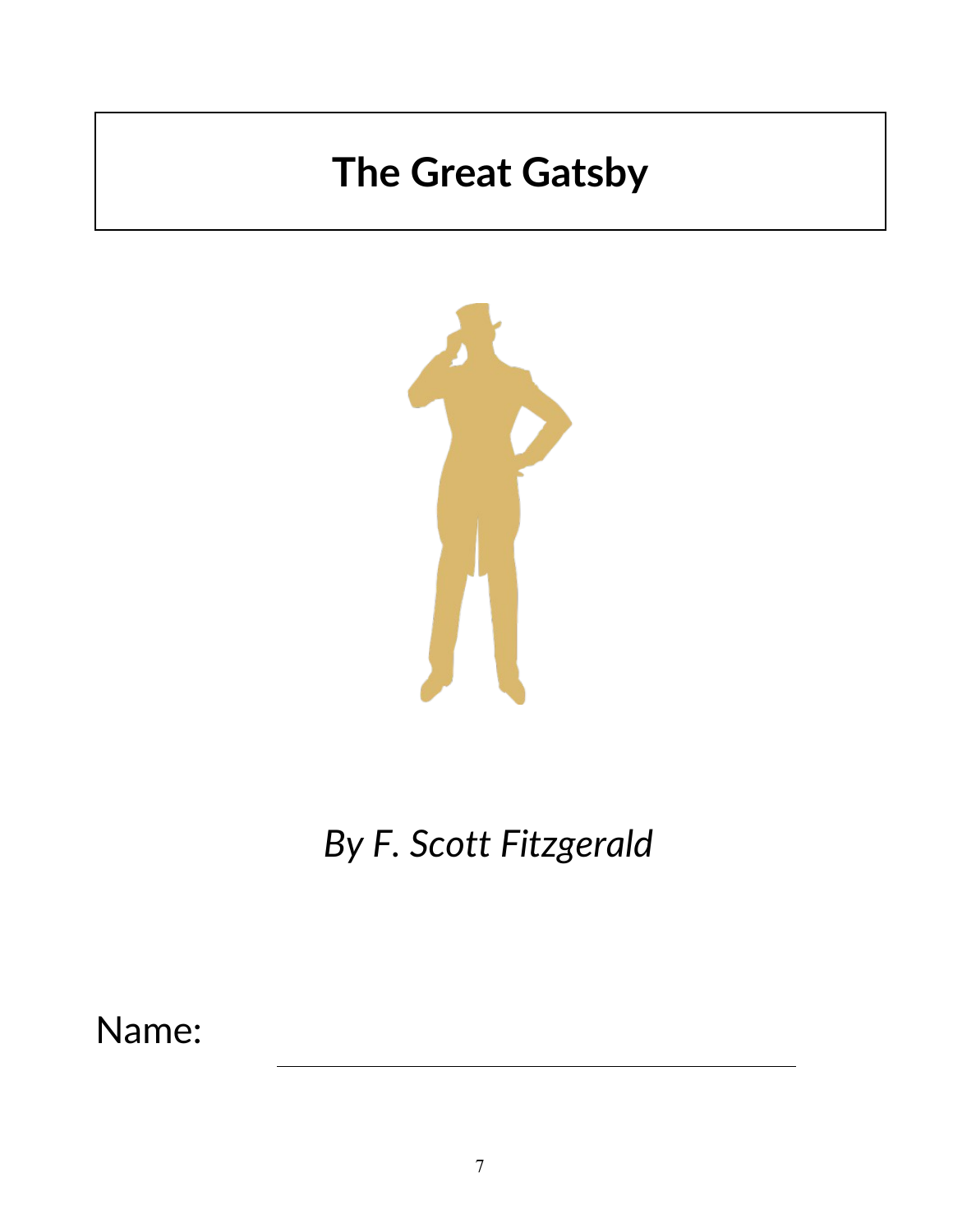# The Great Gatsby

*By F. Scott Fitzgerald*

Name: ____________________________________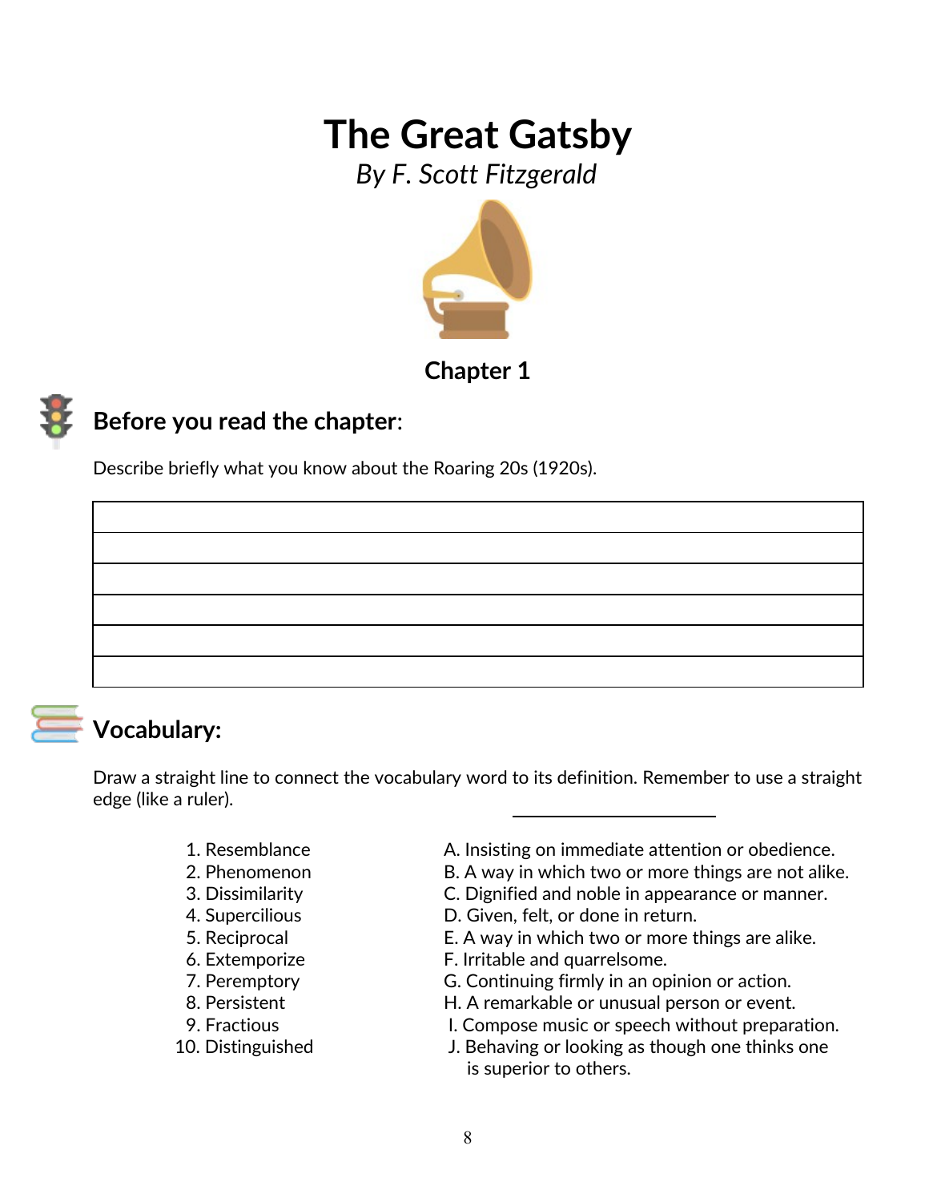# The Great Gatsby

*By F. Scott Fitzgerald*

## Chapter 1

### Before you read the chapter:

Describe briefly what you know about the Roaring 20s (1920s).

|  |
|---|
|  |
|  |
|  |
|  |
|  |

### Vocabulary:

Draw a straight line to connect the vocabulary word to its definition. Remember to use a straight edge (like a ruler).

| Word | Definition |
|---|---|
| 1. Resemblance | A. Insisting on immediate attention or obedience. |
| 2. Phenomenon | B. A way in which two or more things are not alike. |
| 3. Dissimilarity | C. Dignified and noble in appearance or manner. |
| 4. Supercilious | D. Given, felt, or done in return. |
| 5. Reciprocal | E. A way in which two or more things are alike. |
| 6. Extemporize | F. Irritable and quarrelsome. |
| 7. Peremptory | G. Continuing firmly in an opinion or action. |
| 8. Persistent | H. A remarkable or unusual person or event. |
| 9. Fractious | I. Compose music or speech without preparation. |
| 10. Distinguished | J. Behaving or looking as though one thinks one is superior to others. |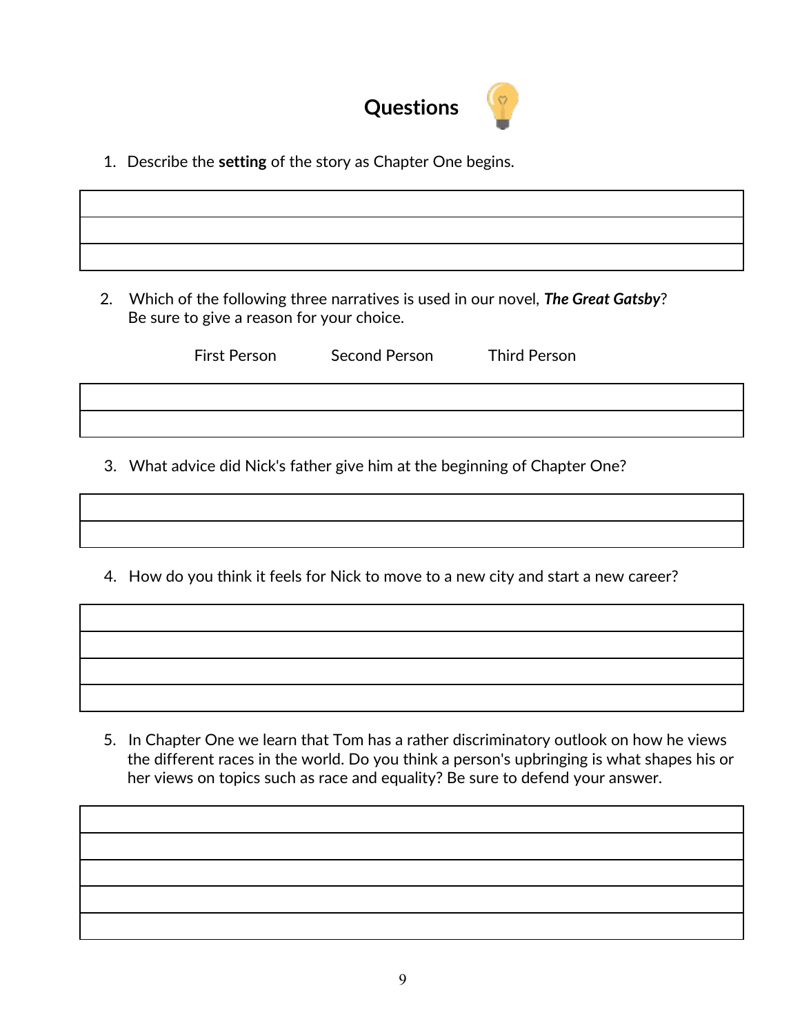## Questions

1. Describe the **setting** of the story as Chapter One begins.

2. Which of the following three narratives is used in our novel, ***The Great Gatsby***? Be sure to give a reason for your choice.

   First Person    Second Person    Third Person

3. What advice did Nick's father give him at the beginning of Chapter One?

4. How do you think it feels for Nick to move to a new city and start a new career?

5. In Chapter One we learn that Tom has a rather discriminatory outlook on how he views the different races in the world. Do you think a person's upbringing is what shapes his or her views on topics such as race and equality? Be sure to defend your answer.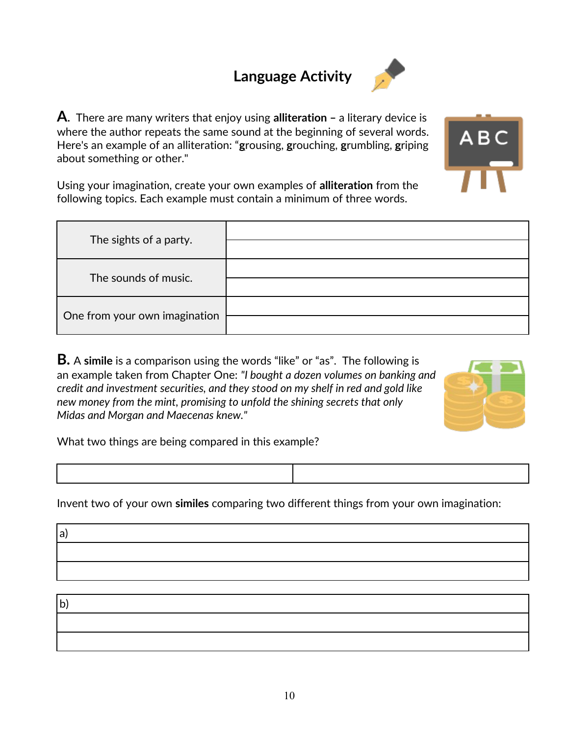# Language Activity

**A.** There are many writers that enjoy using **alliteration** – a literary device is where the author repeats the same sound at the beginning of several words. Here's an example of an alliteration: "**g**rousing, **g**rouching, **g**rumbling, **g**riping about something or other."

Using your imagination, create your own examples of **alliteration** from the following topics. Each example must contain a minimum of three words.

| | |
|---|---|
| The sights of a party. | |
| The sounds of music. | |
| One from your own imagination | |

**B.** A **simile** is a comparison using the words "like" or "as". The following is an example taken from Chapter One: *"I bought a dozen volumes on banking and credit and investment securities, and they stood on my shelf in red and gold like new money from the mint, promising to unfold the shining secrets that only Midas and Morgan and Maecenas knew."*

What two things are being compared in this example?

| | |
|---|---|
| | |

Invent two of your own **similes** comparing two different things from your own imagination:

a)

b)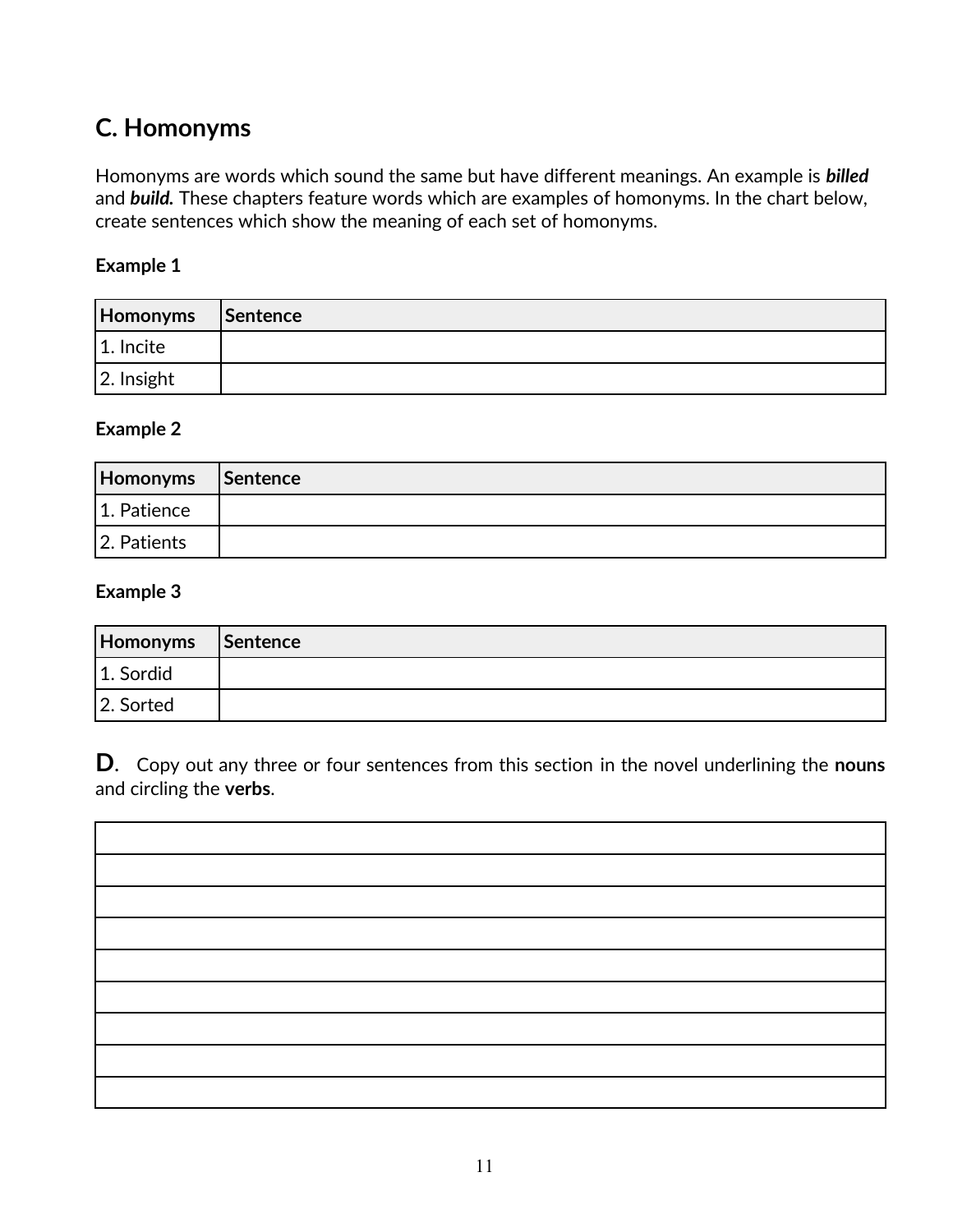## C. Homonyms

Homonyms are words which sound the same but have different meanings. An example is ***billed*** and ***build.*** These chapters feature words which are examples of homonyms. In the chart below, create sentences which show the meaning of each set of homonyms.

**Example 1**

| Homonyms | Sentence |
|---|---|
| 1. Incite | |
| 2. Insight | |

**Example 2**

| Homonyms | Sentence |
|---|---|
| 1. Patience | |
| 2. Patients | |

**Example 3**

| Homonyms | Sentence |
|---|---|
| 1. Sordid | |
| 2. Sorted | |

**D**. Copy out any three or four sentences from this section in the novel underlining the **nouns** and circling the **verbs**.

| |
|---|
| |
| |
| |
| |
| |
| |
| |
| |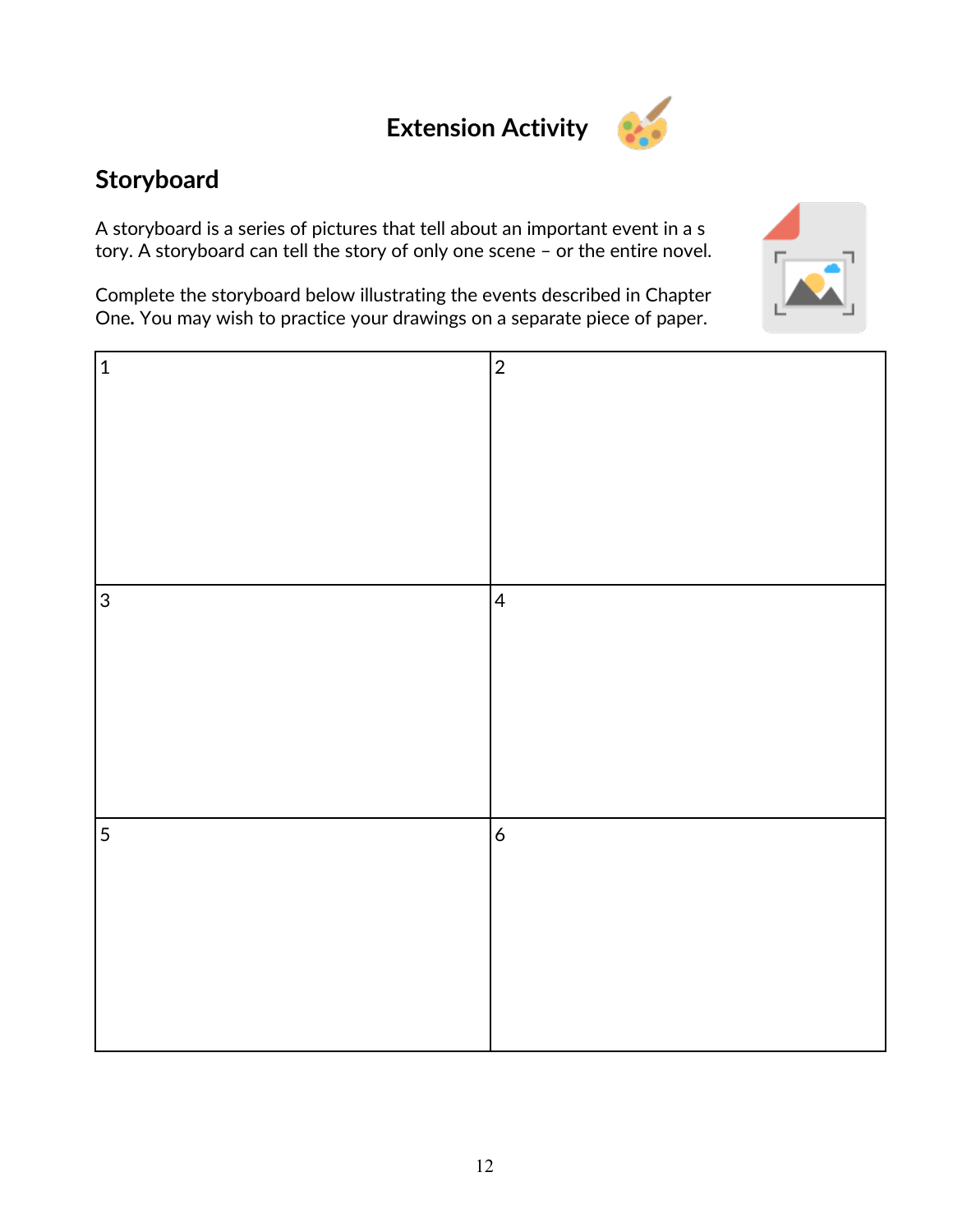# Extension Activity

## Storyboard

A storyboard is a series of pictures that tell about an important event in a story. A storyboard can tell the story of only one scene – or the entire novel.

Complete the storyboard below illustrating the events described in Chapter One. You may wish to practice your drawings on a separate piece of paper.

| | |
|---|---|
| 1 | 2 |
| 3 | 4 |
| 5 | 6 |